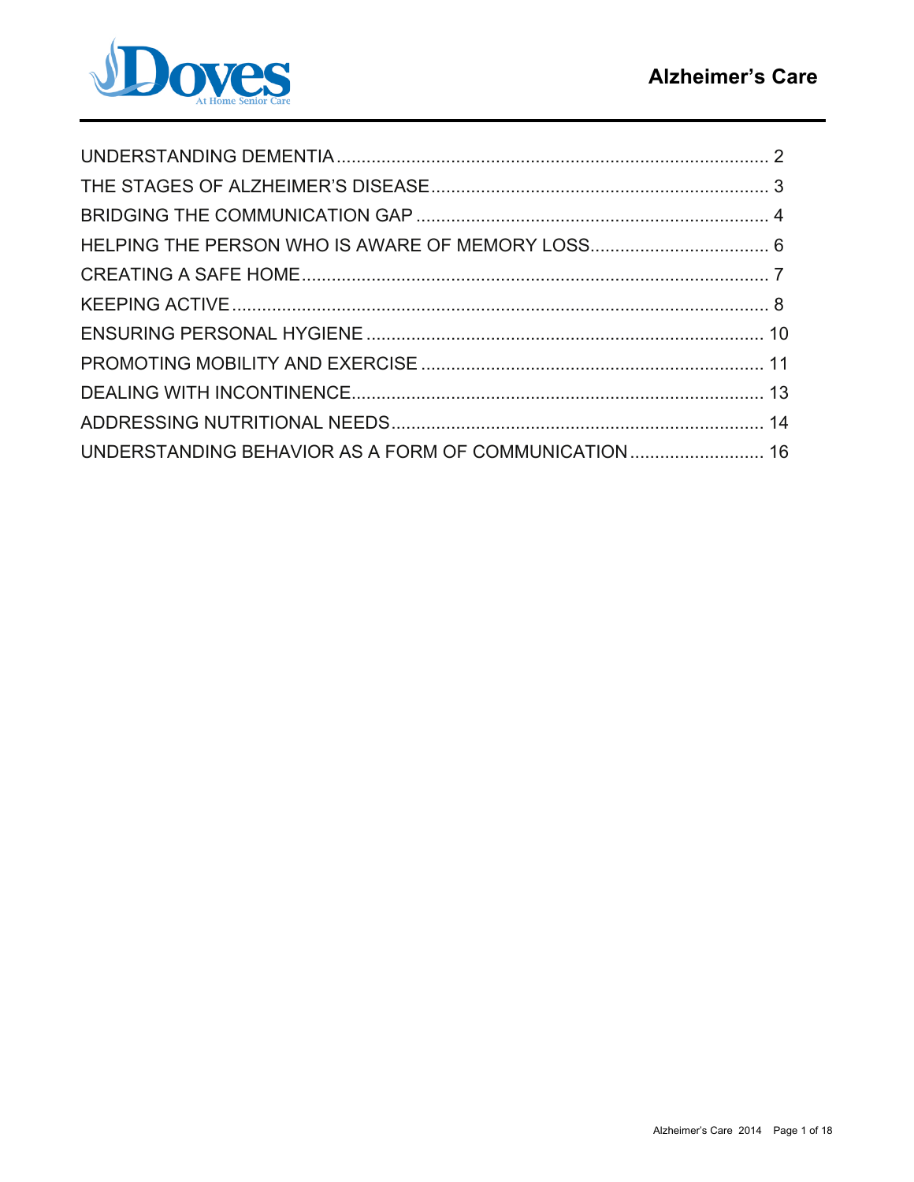# Alzheimer's Care

| | |
|---|---|
| UNDERSTANDING DEMENTIA | 2 |
| THE STAGES OF ALZHEIMER'S DISEASE | 3 |
| BRIDGING THE COMMUNICATION GAP | 4 |
| HELPING THE PERSON WHO IS AWARE OF MEMORY LOSS | 6 |
| CREATING A SAFE HOME | 7 |
| KEEPING ACTIVE | 8 |
| ENSURING PERSONAL HYGIENE | 10 |
| PROMOTING MOBILITY AND EXERCISE | 11 |
| DEALING WITH INCONTINENCE | 13 |
| ADDRESSING NUTRITIONAL NEEDS | 14 |
| UNDERSTANDING BEHAVIOR AS A FORM OF COMMUNICATION | 16 |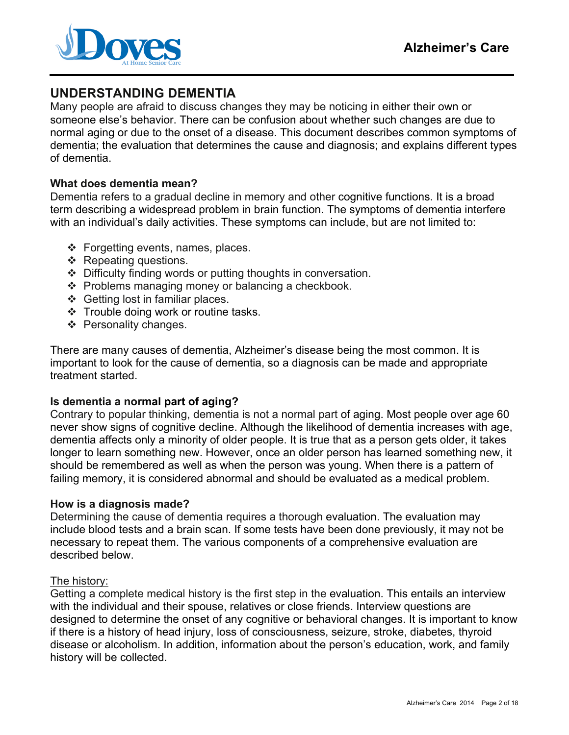## UNDERSTANDING DEMENTIA

Many people are afraid to discuss changes they may be noticing in either their own or someone else's behavior. There can be confusion about whether such changes are due to normal aging or due to the onset of a disease. This document describes common symptoms of dementia; the evaluation that determines the cause and diagnosis; and explains different types of dementia.

**What does dementia mean?**

Dementia refers to a gradual decline in memory and other cognitive functions. It is a broad term describing a widespread problem in brain function. The symptoms of dementia interfere with an individual's daily activities. These symptoms can include, but are not limited to:

- Forgetting events, names, places.
- Repeating questions.
- Difficulty finding words or putting thoughts in conversation.
- Problems managing money or balancing a checkbook.
- Getting lost in familiar places.
- Trouble doing work or routine tasks.
- Personality changes.

There are many causes of dementia, Alzheimer's disease being the most common. It is important to look for the cause of dementia, so a diagnosis can be made and appropriate treatment started.

**Is dementia a normal part of aging?**

Contrary to popular thinking, dementia is not a normal part of aging. Most people over age 60 never show signs of cognitive decline. Although the likelihood of dementia increases with age, dementia affects only a minority of older people. It is true that as a person gets older, it takes longer to learn something new. However, once an older person has learned something new, it should be remembered as well as when the person was young. When there is a pattern of failing memory, it is considered abnormal and should be evaluated as a medical problem.

**How is a diagnosis made?**

Determining the cause of dementia requires a thorough evaluation. The evaluation may include blood tests and a brain scan. If some tests have been done previously, it may not be necessary to repeat them. The various components of a comprehensive evaluation are described below.

The history:

Getting a complete medical history is the first step in the evaluation. This entails an interview with the individual and their spouse, relatives or close friends. Interview questions are designed to determine the onset of any cognitive or behavioral changes. It is important to know if there is a history of head injury, loss of consciousness, seizure, stroke, diabetes, thyroid disease or alcoholism. In addition, information about the person's education, work, and family history will be collected.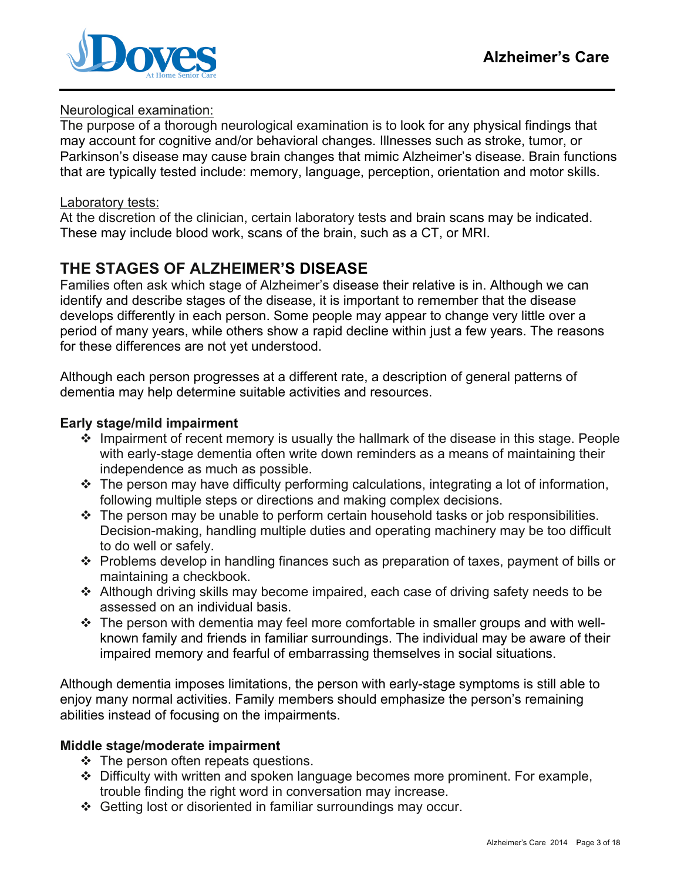Neurological examination:

The purpose of a thorough neurological examination is to look for any physical findings that may account for cognitive and/or behavioral changes. Illnesses such as stroke, tumor, or Parkinson's disease may cause brain changes that mimic Alzheimer's disease. Brain functions that are typically tested include: memory, language, perception, orientation and motor skills.

Laboratory tests:

At the discretion of the clinician, certain laboratory tests and brain scans may be indicated. These may include blood work, scans of the brain, such as a CT, or MRI.

## THE STAGES OF ALZHEIMER'S DISEASE

Families often ask which stage of Alzheimer's disease their relative is in. Although we can identify and describe stages of the disease, it is important to remember that the disease develops differently in each person. Some people may appear to change very little over a period of many years, while others show a rapid decline within just a few years. The reasons for these differences are not yet understood.

Although each person progresses at a different rate, a description of general patterns of dementia may help determine suitable activities and resources.

**Early stage/mild impairment**

- Impairment of recent memory is usually the hallmark of the disease in this stage. People with early-stage dementia often write down reminders as a means of maintaining their independence as much as possible.
- The person may have difficulty performing calculations, integrating a lot of information, following multiple steps or directions and making complex decisions.
- The person may be unable to perform certain household tasks or job responsibilities. Decision-making, handling multiple duties and operating machinery may be too difficult to do well or safely.
- Problems develop in handling finances such as preparation of taxes, payment of bills or maintaining a checkbook.
- Although driving skills may become impaired, each case of driving safety needs to be assessed on an individual basis.
- The person with dementia may feel more comfortable in smaller groups and with well-known family and friends in familiar surroundings. The individual may be aware of their impaired memory and fearful of embarrassing themselves in social situations.

Although dementia imposes limitations, the person with early-stage symptoms is still able to enjoy many normal activities. Family members should emphasize the person's remaining abilities instead of focusing on the impairments.

**Middle stage/moderate impairment**

- The person often repeats questions.
- Difficulty with written and spoken language becomes more prominent. For example, trouble finding the right word in conversation may increase.
- Getting lost or disoriented in familiar surroundings may occur.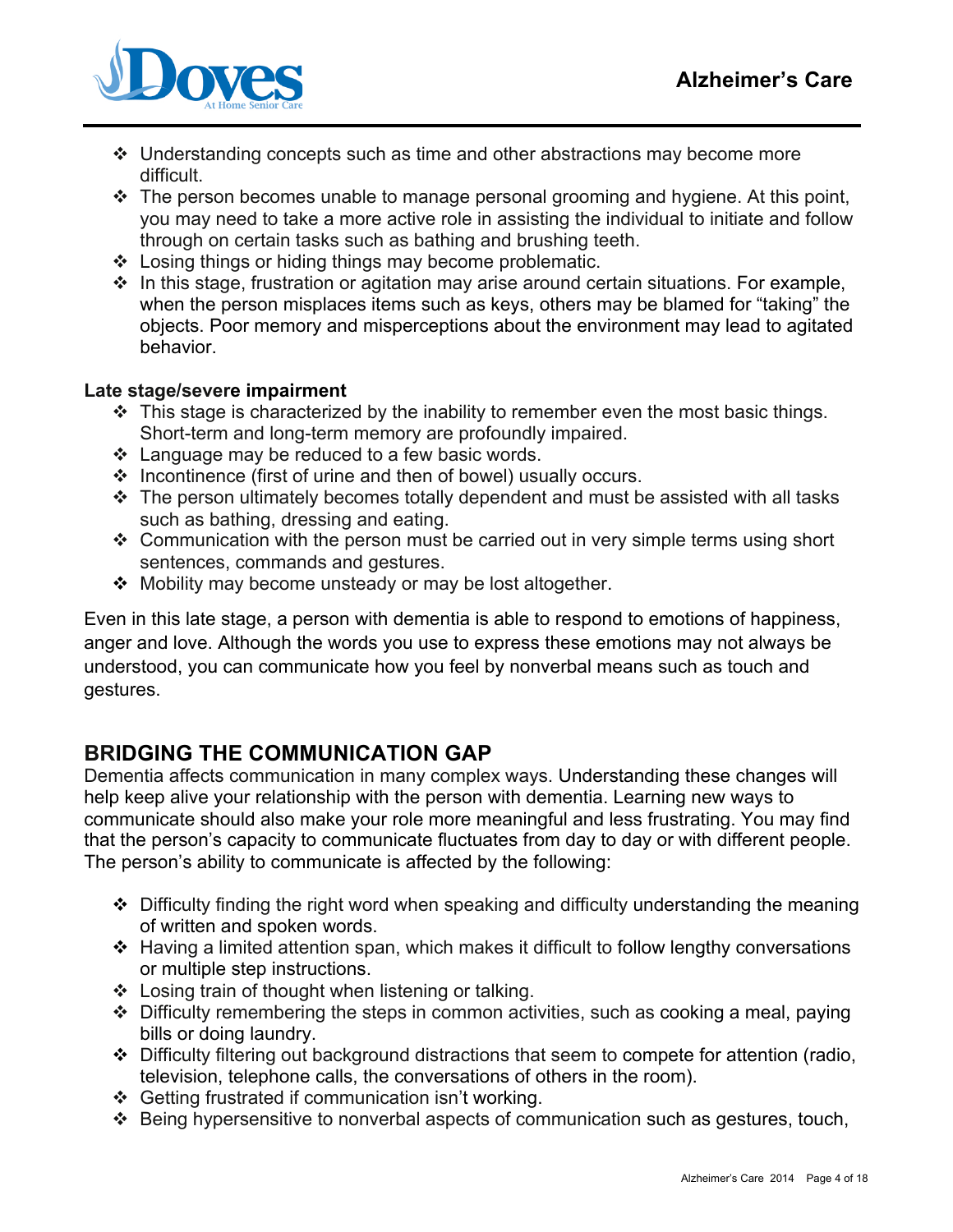- Understanding concepts such as time and other abstractions may become more difficult.
- The person becomes unable to manage personal grooming and hygiene. At this point, you may need to take a more active role in assisting the individual to initiate and follow through on certain tasks such as bathing and brushing teeth.
- Losing things or hiding things may become problematic.
- In this stage, frustration or agitation may arise around certain situations. For example, when the person misplaces items such as keys, others may be blamed for "taking" the objects. Poor memory and misperceptions about the environment may lead to agitated behavior.

**Late stage/severe impairment**

- This stage is characterized by the inability to remember even the most basic things. Short-term and long-term memory are profoundly impaired.
- Language may be reduced to a few basic words.
- Incontinence (first of urine and then of bowel) usually occurs.
- The person ultimately becomes totally dependent and must be assisted with all tasks such as bathing, dressing and eating.
- Communication with the person must be carried out in very simple terms using short sentences, commands and gestures.
- Mobility may become unsteady or may be lost altogether.

Even in this late stage, a person with dementia is able to respond to emotions of happiness, anger and love. Although the words you use to express these emotions may not always be understood, you can communicate how you feel by nonverbal means such as touch and gestures.

## BRIDGING THE COMMUNICATION GAP

Dementia affects communication in many complex ways. Understanding these changes will help keep alive your relationship with the person with dementia. Learning new ways to communicate should also make your role more meaningful and less frustrating. You may find that the person's capacity to communicate fluctuates from day to day or with different people. The person's ability to communicate is affected by the following:

- Difficulty finding the right word when speaking and difficulty understanding the meaning of written and spoken words.
- Having a limited attention span, which makes it difficult to follow lengthy conversations or multiple step instructions.
- Losing train of thought when listening or talking.
- Difficulty remembering the steps in common activities, such as cooking a meal, paying bills or doing laundry.
- Difficulty filtering out background distractions that seem to compete for attention (radio, television, telephone calls, the conversations of others in the room).
- Getting frustrated if communication isn't working.
- Being hypersensitive to nonverbal aspects of communication such as gestures, touch,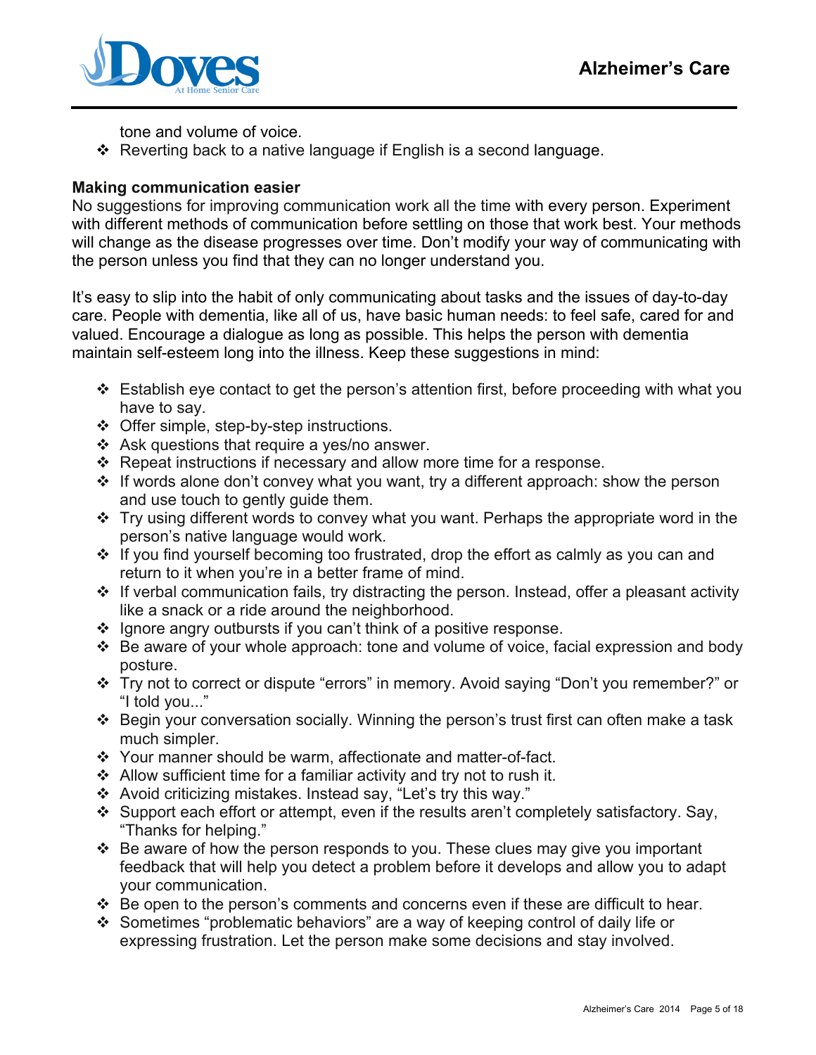tone and volume of voice.

- Reverting back to a native language if English is a second language.

**Making communication easier**

No suggestions for improving communication work all the time with every person. Experiment with different methods of communication before settling on those that work best. Your methods will change as the disease progresses over time. Don't modify your way of communicating with the person unless you find that they can no longer understand you.

It's easy to slip into the habit of only communicating about tasks and the issues of day-to-day care. People with dementia, like all of us, have basic human needs: to feel safe, cared for and valued. Encourage a dialogue as long as possible. This helps the person with dementia maintain self-esteem long into the illness. Keep these suggestions in mind:

- Establish eye contact to get the person's attention first, before proceeding with what you have to say.
- Offer simple, step-by-step instructions.
- Ask questions that require a yes/no answer.
- Repeat instructions if necessary and allow more time for a response.
- If words alone don't convey what you want, try a different approach: show the person and use touch to gently guide them.
- Try using different words to convey what you want. Perhaps the appropriate word in the person's native language would work.
- If you find yourself becoming too frustrated, drop the effort as calmly as you can and return to it when you're in a better frame of mind.
- If verbal communication fails, try distracting the person. Instead, offer a pleasant activity like a snack or a ride around the neighborhood.
- Ignore angry outbursts if you can't think of a positive response.
- Be aware of your whole approach: tone and volume of voice, facial expression and body posture.
- Try not to correct or dispute "errors" in memory. Avoid saying "Don't you remember?" or "I told you..."
- Begin your conversation socially. Winning the person's trust first can often make a task much simpler.
- Your manner should be warm, affectionate and matter-of-fact.
- Allow sufficient time for a familiar activity and try not to rush it.
- Avoid criticizing mistakes. Instead say, "Let's try this way."
- Support each effort or attempt, even if the results aren't completely satisfactory. Say, "Thanks for helping."
- Be aware of how the person responds to you. These clues may give you important feedback that will help you detect a problem before it develops and allow you to adapt your communication.
- Be open to the person's comments and concerns even if these are difficult to hear.
- Sometimes "problematic behaviors" are a way of keeping control of daily life or expressing frustration. Let the person make some decisions and stay involved.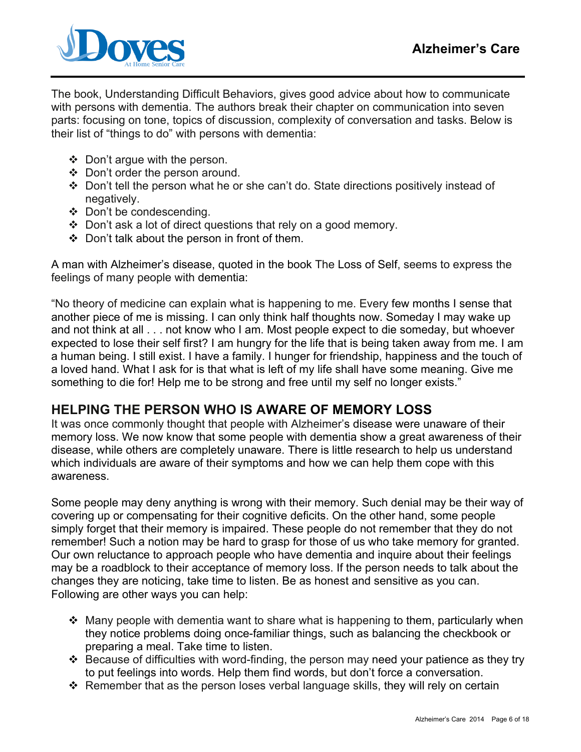The book, Understanding Difficult Behaviors, gives good advice about how to communicate with persons with dementia. The authors break their chapter on communication into seven parts: focusing on tone, topics of discussion, complexity of conversation and tasks. Below is their list of "things to do" with persons with dementia:

- Don't argue with the person.
- Don't order the person around.
- Don't tell the person what he or she can't do. State directions positively instead of negatively.
- Don't be condescending.
- Don't ask a lot of direct questions that rely on a good memory.
- Don't talk about the person in front of them.

A man with Alzheimer's disease, quoted in the book The Loss of Self, seems to express the feelings of many people with dementia:

"No theory of medicine can explain what is happening to me. Every few months I sense that another piece of me is missing. I can only think half thoughts now. Someday I may wake up and not think at all . . . not know who I am. Most people expect to die someday, but whoever expected to lose their self first? I am hungry for the life that is being taken away from me. I am a human being. I still exist. I have a family. I hunger for friendship, happiness and the touch of a loved hand. What I ask for is that what is left of my life shall have some meaning. Give me something to die for! Help me to be strong and free until my self no longer exists."

## HELPING THE PERSON WHO IS AWARE OF MEMORY LOSS

It was once commonly thought that people with Alzheimer's disease were unaware of their memory loss. We now know that some people with dementia show a great awareness of their disease, while others are completely unaware. There is little research to help us understand which individuals are aware of their symptoms and how we can help them cope with this awareness.

Some people may deny anything is wrong with their memory. Such denial may be their way of covering up or compensating for their cognitive deficits. On the other hand, some people simply forget that their memory is impaired. These people do not remember that they do not remember! Such a notion may be hard to grasp for those of us who take memory for granted. Our own reluctance to approach people who have dementia and inquire about their feelings may be a roadblock to their acceptance of memory loss. If the person needs to talk about the changes they are noticing, take time to listen. Be as honest and sensitive as you can. Following are other ways you can help:

- Many people with dementia want to share what is happening to them, particularly when they notice problems doing once-familiar things, such as balancing the checkbook or preparing a meal. Take time to listen.
- Because of difficulties with word-finding, the person may need your patience as they try to put feelings into words. Help them find words, but don't force a conversation.
- Remember that as the person loses verbal language skills, they will rely on certain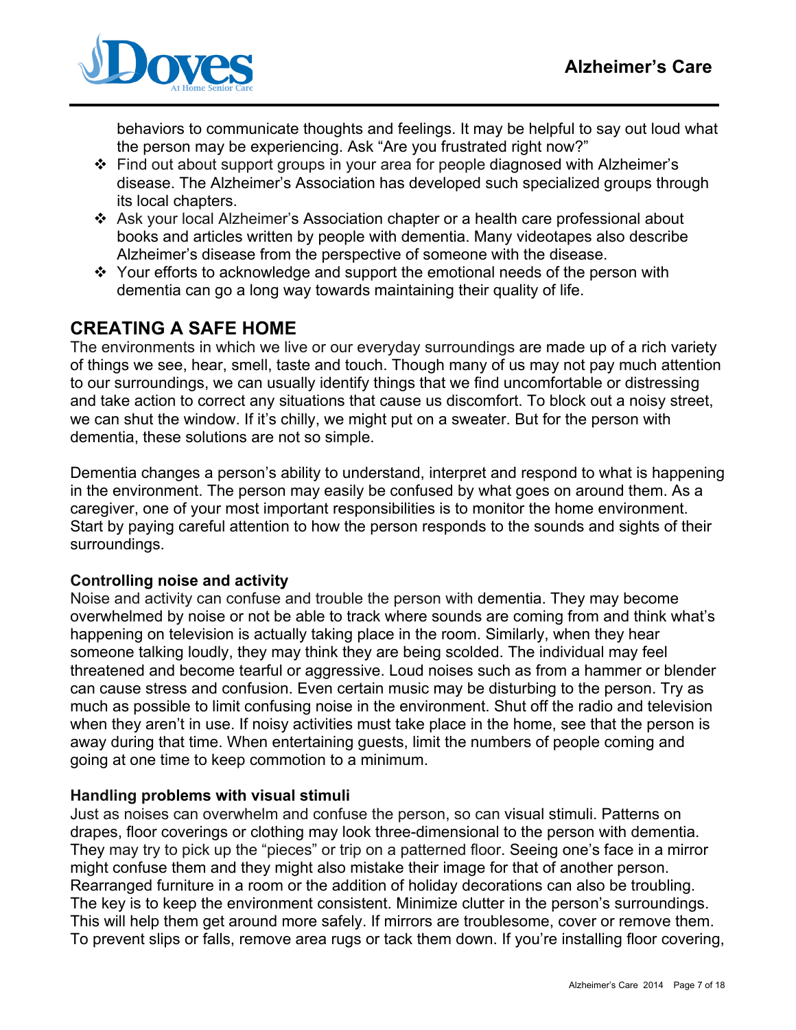behaviors to communicate thoughts and feelings. It may be helpful to say out loud what the person may be experiencing. Ask "Are you frustrated right now?"

- Find out about support groups in your area for people diagnosed with Alzheimer's disease. The Alzheimer's Association has developed such specialized groups through its local chapters.
- Ask your local Alzheimer's Association chapter or a health care professional about books and articles written by people with dementia. Many videotapes also describe Alzheimer's disease from the perspective of someone with the disease.
- Your efforts to acknowledge and support the emotional needs of the person with dementia can go a long way towards maintaining their quality of life.

## CREATING A SAFE HOME

The environments in which we live or our everyday surroundings are made up of a rich variety of things we see, hear, smell, taste and touch. Though many of us may not pay much attention to our surroundings, we can usually identify things that we find uncomfortable or distressing and take action to correct any situations that cause us discomfort. To block out a noisy street, we can shut the window. If it's chilly, we might put on a sweater. But for the person with dementia, these solutions are not so simple.

Dementia changes a person's ability to understand, interpret and respond to what is happening in the environment. The person may easily be confused by what goes on around them. As a caregiver, one of your most important responsibilities is to monitor the home environment. Start by paying careful attention to how the person responds to the sounds and sights of their surroundings.

### Controlling noise and activity

Noise and activity can confuse and trouble the person with dementia. They may become overwhelmed by noise or not be able to track where sounds are coming from and think what's happening on television is actually taking place in the room. Similarly, when they hear someone talking loudly, they may think they are being scolded. The individual may feel threatened and become tearful or aggressive. Loud noises such as from a hammer or blender can cause stress and confusion. Even certain music may be disturbing to the person. Try as much as possible to limit confusing noise in the environment. Shut off the radio and television when they aren't in use. If noisy activities must take place in the home, see that the person is away during that time. When entertaining guests, limit the numbers of people coming and going at one time to keep commotion to a minimum.

### Handling problems with visual stimuli

Just as noises can overwhelm and confuse the person, so can visual stimuli. Patterns on drapes, floor coverings or clothing may look three-dimensional to the person with dementia. They may try to pick up the "pieces" or trip on a patterned floor. Seeing one's face in a mirror might confuse them and they might also mistake their image for that of another person. Rearranged furniture in a room or the addition of holiday decorations can also be troubling. The key is to keep the environment consistent. Minimize clutter in the person's surroundings. This will help them get around more safely. If mirrors are troublesome, cover or remove them. To prevent slips or falls, remove area rugs or tack them down. If you're installing floor covering,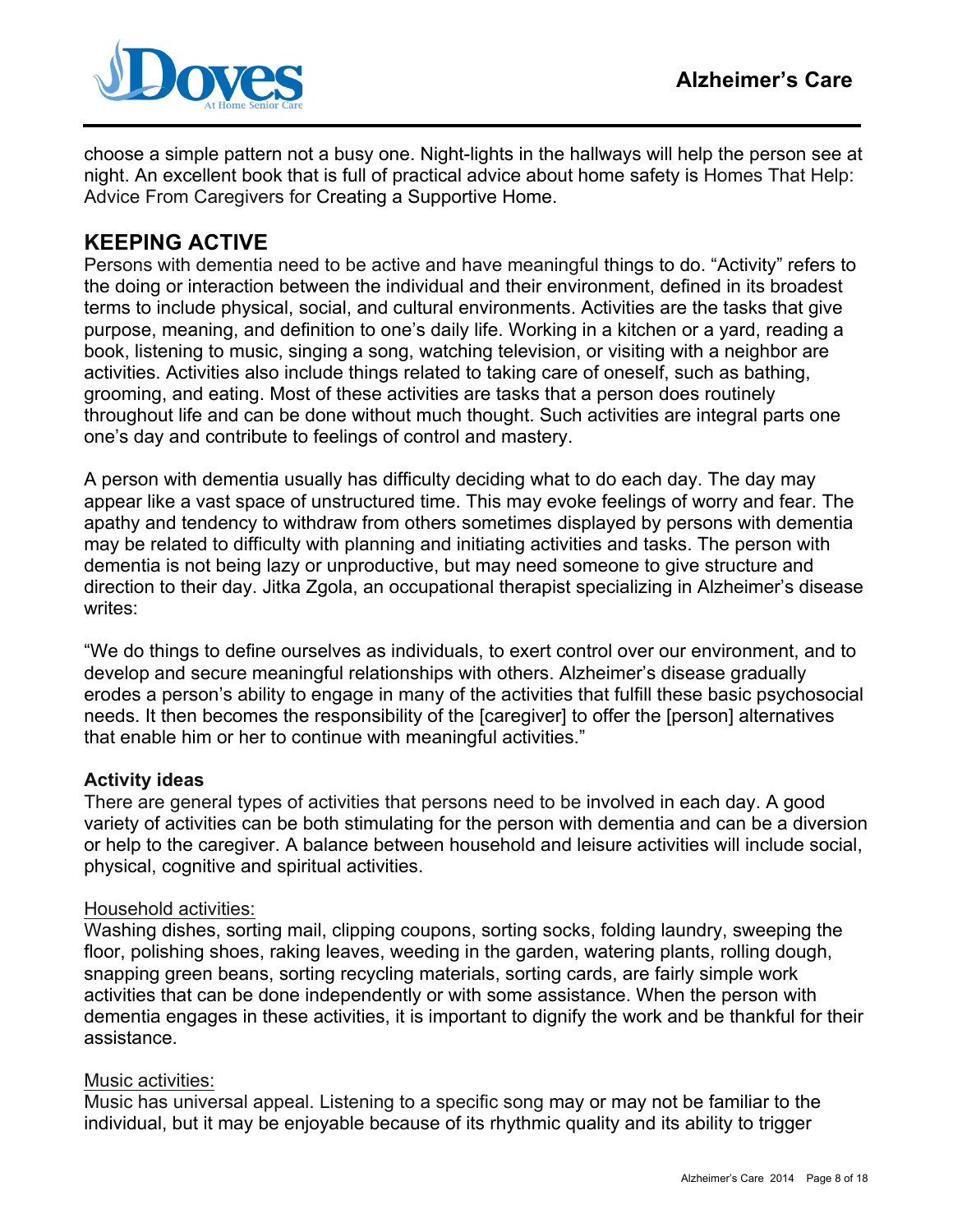choose a simple pattern not a busy one. Night-lights in the hallways will help the person see at night. An excellent book that is full of practical advice about home safety is Homes That Help: Advice From Caregivers for Creating a Supportive Home.

## KEEPING ACTIVE

Persons with dementia need to be active and have meaningful things to do. "Activity" refers to the doing or interaction between the individual and their environment, defined in its broadest terms to include physical, social, and cultural environments. Activities are the tasks that give purpose, meaning, and definition to one's daily life. Working in a kitchen or a yard, reading a book, listening to music, singing a song, watching television, or visiting with a neighbor are activities. Activities also include things related to taking care of oneself, such as bathing, grooming, and eating. Most of these activities are tasks that a person does routinely throughout life and can be done without much thought. Such activities are integral parts one one's day and contribute to feelings of control and mastery.

A person with dementia usually has difficulty deciding what to do each day. The day may appear like a vast space of unstructured time. This may evoke feelings of worry and fear. The apathy and tendency to withdraw from others sometimes displayed by persons with dementia may be related to difficulty with planning and initiating activities and tasks. The person with dementia is not being lazy or unproductive, but may need someone to give structure and direction to their day. Jitka Zgola, an occupational therapist specializing in Alzheimer's disease writes:

"We do things to define ourselves as individuals, to exert control over our environment, and to develop and secure meaningful relationships with others. Alzheimer's disease gradually erodes a person's ability to engage in many of the activities that fulfill these basic psychosocial needs. It then becomes the responsibility of the [caregiver] to offer the [person] alternatives that enable him or her to continue with meaningful activities."

### Activity ideas

There are general types of activities that persons need to be involved in each day. A good variety of activities can be both stimulating for the person with dementia and can be a diversion or help to the caregiver. A balance between household and leisure activities will include social, physical, cognitive and spiritual activities.

<u>Household activities:</u>
Washing dishes, sorting mail, clipping coupons, sorting socks, folding laundry, sweeping the floor, polishing shoes, raking leaves, weeding in the garden, watering plants, rolling dough, snapping green beans, sorting recycling materials, sorting cards, are fairly simple work activities that can be done independently or with some assistance. When the person with dementia engages in these activities, it is important to dignify the work and be thankful for their assistance.

<u>Music activities:</u>
Music has universal appeal. Listening to a specific song may or may not be familiar to the individual, but it may be enjoyable because of its rhythmic quality and its ability to trigger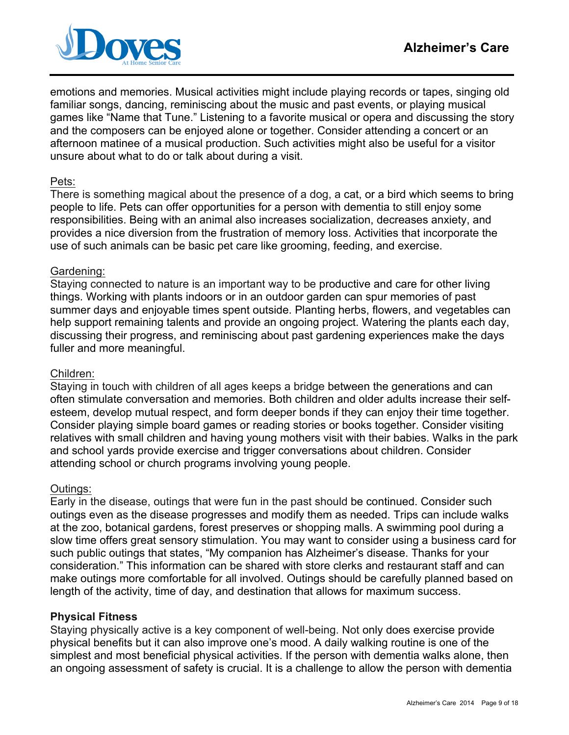emotions and memories. Musical activities might include playing records or tapes, singing old familiar songs, dancing, reminiscing about the music and past events, or playing musical games like "Name that Tune." Listening to a favorite musical or opera and discussing the story and the composers can be enjoyed alone or together. Consider attending a concert or an afternoon matinee of a musical production. Such activities might also be useful for a visitor unsure about what to do or talk about during a visit.

<u>Pets:</u>
There is something magical about the presence of a dog, a cat, or a bird which seems to bring people to life. Pets can offer opportunities for a person with dementia to still enjoy some responsibilities. Being with an animal also increases socialization, decreases anxiety, and provides a nice diversion from the frustration of memory loss. Activities that incorporate the use of such animals can be basic pet care like grooming, feeding, and exercise.

<u>Gardening:</u>
Staying connected to nature is an important way to be productive and care for other living things. Working with plants indoors or in an outdoor garden can spur memories of past summer days and enjoyable times spent outside. Planting herbs, flowers, and vegetables can help support remaining talents and provide an ongoing project. Watering the plants each day, discussing their progress, and reminiscing about past gardening experiences make the days fuller and more meaningful.

<u>Children:</u>
Staying in touch with children of all ages keeps a bridge between the generations and can often stimulate conversation and memories. Both children and older adults increase their self-esteem, develop mutual respect, and form deeper bonds if they can enjoy their time together. Consider playing simple board games or reading stories or books together. Consider visiting relatives with small children and having young mothers visit with their babies. Walks in the park and school yards provide exercise and trigger conversations about children. Consider attending school or church programs involving young people.

<u>Outings:</u>
Early in the disease, outings that were fun in the past should be continued. Consider such outings even as the disease progresses and modify them as needed. Trips can include walks at the zoo, botanical gardens, forest preserves or shopping malls. A swimming pool during a slow time offers great sensory stimulation. You may want to consider using a business card for such public outings that states, "My companion has Alzheimer's disease. Thanks for your consideration." This information can be shared with store clerks and restaurant staff and can make outings more comfortable for all involved. Outings should be carefully planned based on length of the activity, time of day, and destination that allows for maximum success.

**Physical Fitness**
Staying physically active is a key component of well-being. Not only does exercise provide physical benefits but it can also improve one's mood. A daily walking routine is one of the simplest and most beneficial physical activities. If the person with dementia walks alone, then an ongoing assessment of safety is crucial. It is a challenge to allow the person with dementia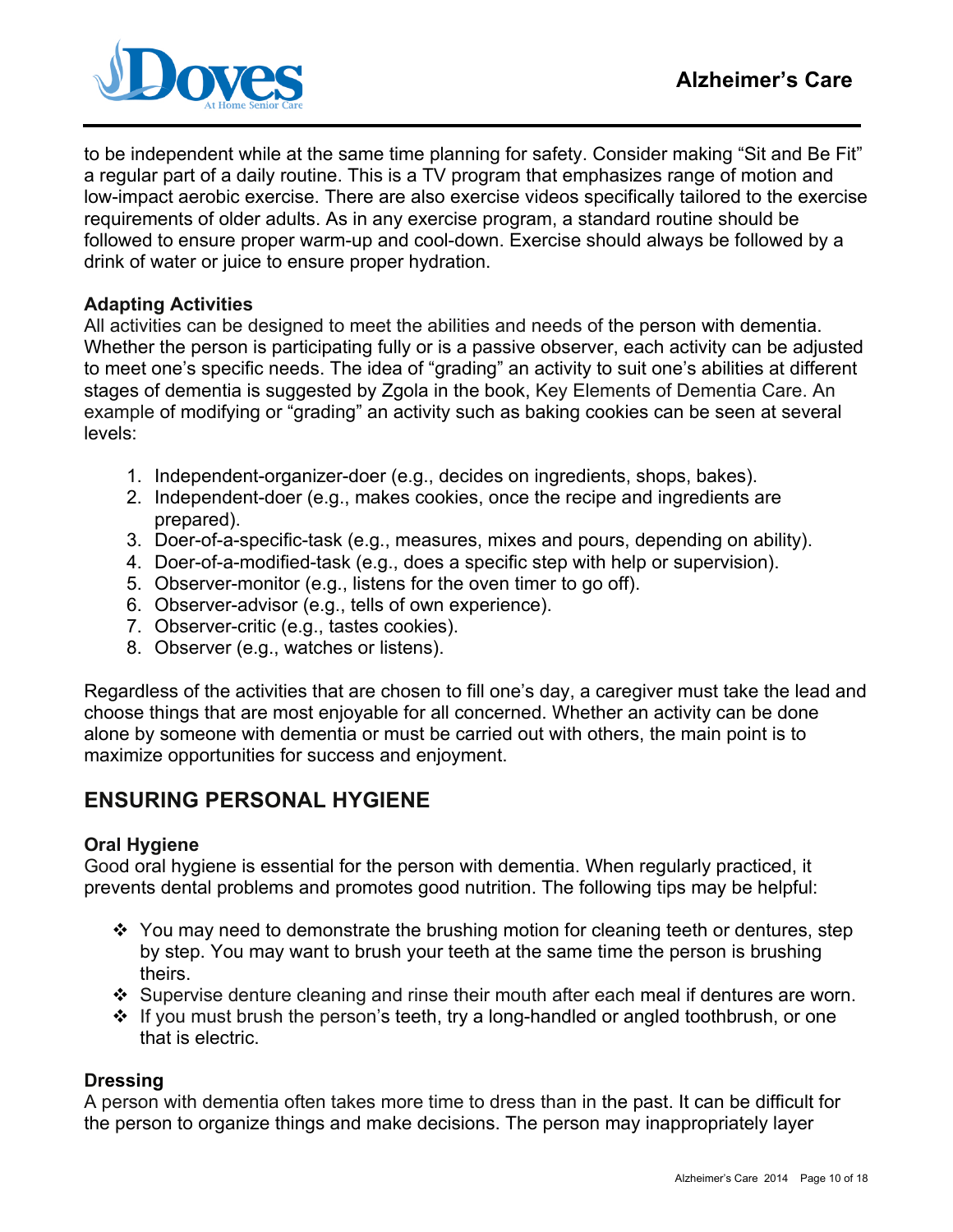to be independent while at the same time planning for safety. Consider making "Sit and Be Fit" a regular part of a daily routine. This is a TV program that emphasizes range of motion and low-impact aerobic exercise. There are also exercise videos specifically tailored to the exercise requirements of older adults. As in any exercise program, a standard routine should be followed to ensure proper warm-up and cool-down. Exercise should always be followed by a drink of water or juice to ensure proper hydration.

### Adapting Activities

All activities can be designed to meet the abilities and needs of the person with dementia. Whether the person is participating fully or is a passive observer, each activity can be adjusted to meet one's specific needs. The idea of "grading" an activity to suit one's abilities at different stages of dementia is suggested by Zgola in the book, Key Elements of Dementia Care. An example of modifying or "grading" an activity such as baking cookies can be seen at several levels:

1. Independent-organizer-doer (e.g., decides on ingredients, shops, bakes).
2. Independent-doer (e.g., makes cookies, once the recipe and ingredients are prepared).
3. Doer-of-a-specific-task (e.g., measures, mixes and pours, depending on ability).
4. Doer-of-a-modified-task (e.g., does a specific step with help or supervision).
5. Observer-monitor (e.g., listens for the oven timer to go off).
6. Observer-advisor (e.g., tells of own experience).
7. Observer-critic (e.g., tastes cookies).
8. Observer (e.g., watches or listens).

Regardless of the activities that are chosen to fill one's day, a caregiver must take the lead and choose things that are most enjoyable for all concerned. Whether an activity can be done alone by someone with dementia or must be carried out with others, the main point is to maximize opportunities for success and enjoyment.

## ENSURING PERSONAL HYGIENE

### Oral Hygiene

Good oral hygiene is essential for the person with dementia. When regularly practiced, it prevents dental problems and promotes good nutrition. The following tips may be helpful:

- You may need to demonstrate the brushing motion for cleaning teeth or dentures, step by step. You may want to brush your teeth at the same time the person is brushing theirs.
- Supervise denture cleaning and rinse their mouth after each meal if dentures are worn.
- If you must brush the person's teeth, try a long-handled or angled toothbrush, or one that is electric.

### Dressing

A person with dementia often takes more time to dress than in the past. It can be difficult for the person to organize things and make decisions. The person may inappropriately layer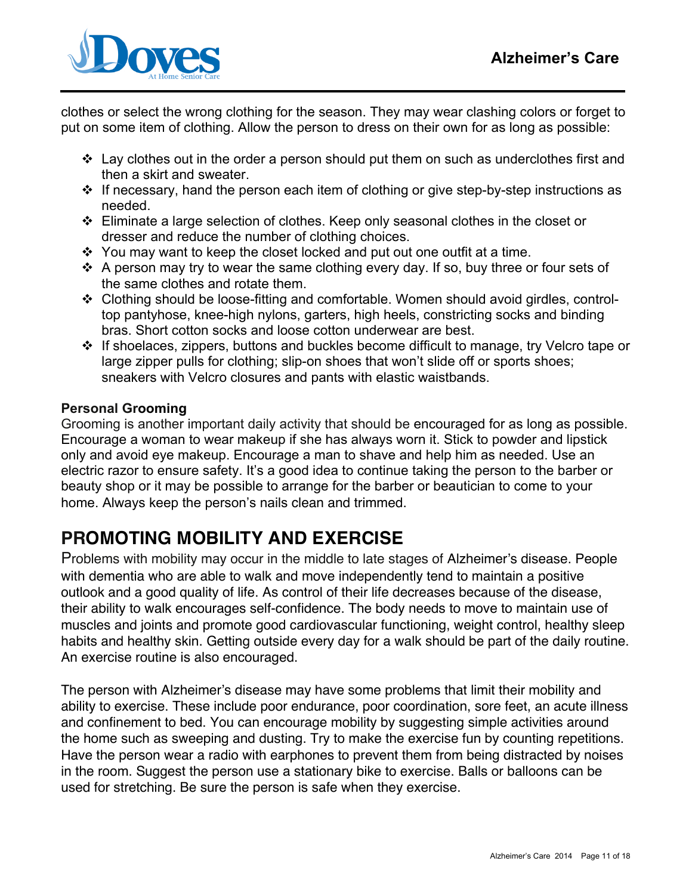clothes or select the wrong clothing for the season. They may wear clashing colors or forget to put on some item of clothing. Allow the person to dress on their own for as long as possible:

- Lay clothes out in the order a person should put them on such as underclothes first and then a skirt and sweater.
- If necessary, hand the person each item of clothing or give step-by-step instructions as needed.
- Eliminate a large selection of clothes. Keep only seasonal clothes in the closet or dresser and reduce the number of clothing choices.
- You may want to keep the closet locked and put out one outfit at a time.
- A person may try to wear the same clothing every day. If so, buy three or four sets of the same clothes and rotate them.
- Clothing should be loose-fitting and comfortable. Women should avoid girdles, control-top pantyhose, knee-high nylons, garters, high heels, constricting socks and binding bras. Short cotton socks and loose cotton underwear are best.
- If shoelaces, zippers, buttons and buckles become difficult to manage, try Velcro tape or large zipper pulls for clothing; slip-on shoes that won't slide off or sports shoes; sneakers with Velcro closures and pants with elastic waistbands.

**Personal Grooming**

Grooming is another important daily activity that should be encouraged for as long as possible. Encourage a woman to wear makeup if she has always worn it. Stick to powder and lipstick only and avoid eye makeup. Encourage a man to shave and help him as needed. Use an electric razor to ensure safety. It's a good idea to continue taking the person to the barber or beauty shop or it may be possible to arrange for the barber or beautician to come to your home. Always keep the person's nails clean and trimmed.

## PROMOTING MOBILITY AND EXERCISE

Problems with mobility may occur in the middle to late stages of Alzheimer's disease. People with dementia who are able to walk and move independently tend to maintain a positive outlook and a good quality of life. As control of their life decreases because of the disease, their ability to walk encourages self-confidence. The body needs to move to maintain use of muscles and joints and promote good cardiovascular functioning, weight control, healthy sleep habits and healthy skin. Getting outside every day for a walk should be part of the daily routine. An exercise routine is also encouraged.

The person with Alzheimer's disease may have some problems that limit their mobility and ability to exercise. These include poor endurance, poor coordination, sore feet, an acute illness and confinement to bed. You can encourage mobility by suggesting simple activities around the home such as sweeping and dusting. Try to make the exercise fun by counting repetitions. Have the person wear a radio with earphones to prevent them from being distracted by noises in the room. Suggest the person use a stationary bike to exercise. Balls or balloons can be used for stretching. Be sure the person is safe when they exercise.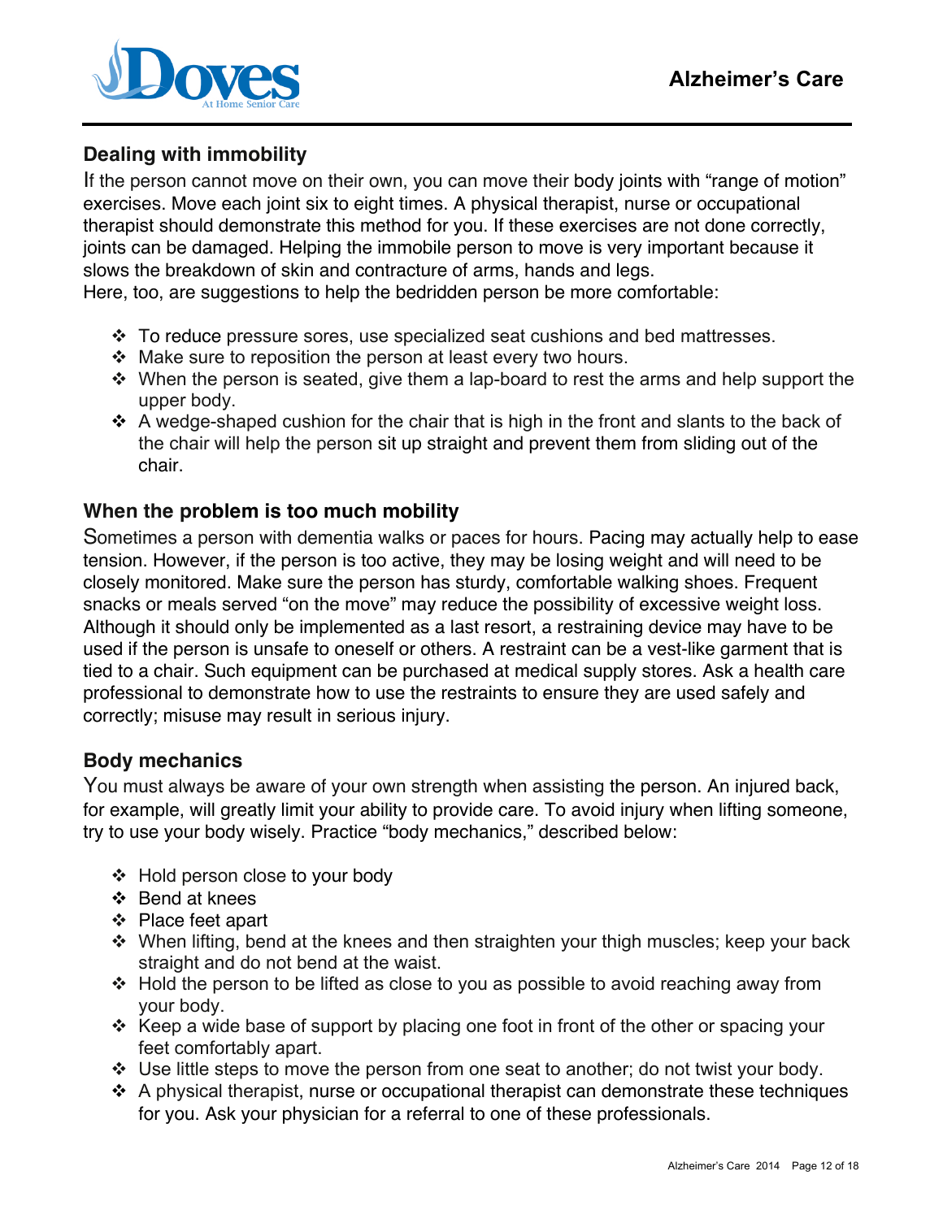## Dealing with immobility

If the person cannot move on their own, you can move their body joints with "range of motion" exercises. Move each joint six to eight times. A physical therapist, nurse or occupational therapist should demonstrate this method for you. If these exercises are not done correctly, joints can be damaged. Helping the immobile person to move is very important because it slows the breakdown of skin and contracture of arms, hands and legs.
Here, too, are suggestions to help the bedridden person be more comfortable:

- To reduce pressure sores, use specialized seat cushions and bed mattresses.
- Make sure to reposition the person at least every two hours.
- When the person is seated, give them a lap-board to rest the arms and help support the upper body.
- A wedge-shaped cushion for the chair that is high in the front and slants to the back of the chair will help the person sit up straight and prevent them from sliding out of the chair.

## When the problem is too much mobility

Sometimes a person with dementia walks or paces for hours. Pacing may actually help to ease tension. However, if the person is too active, they may be losing weight and will need to be closely monitored. Make sure the person has sturdy, comfortable walking shoes. Frequent snacks or meals served "on the move" may reduce the possibility of excessive weight loss. Although it should only be implemented as a last resort, a restraining device may have to be used if the person is unsafe to oneself or others. A restraint can be a vest-like garment that is tied to a chair. Such equipment can be purchased at medical supply stores. Ask a health care professional to demonstrate how to use the restraints to ensure they are used safely and correctly; misuse may result in serious injury.

## Body mechanics

You must always be aware of your own strength when assisting the person. An injured back, for example, will greatly limit your ability to provide care. To avoid injury when lifting someone, try to use your body wisely. Practice "body mechanics," described below:

- Hold person close to your body
- Bend at knees
- Place feet apart
- When lifting, bend at the knees and then straighten your thigh muscles; keep your back straight and do not bend at the waist.
- Hold the person to be lifted as close to you as possible to avoid reaching away from your body.
- Keep a wide base of support by placing one foot in front of the other or spacing your feet comfortably apart.
- Use little steps to move the person from one seat to another; do not twist your body.
- A physical therapist, nurse or occupational therapist can demonstrate these techniques for you. Ask your physician for a referral to one of these professionals.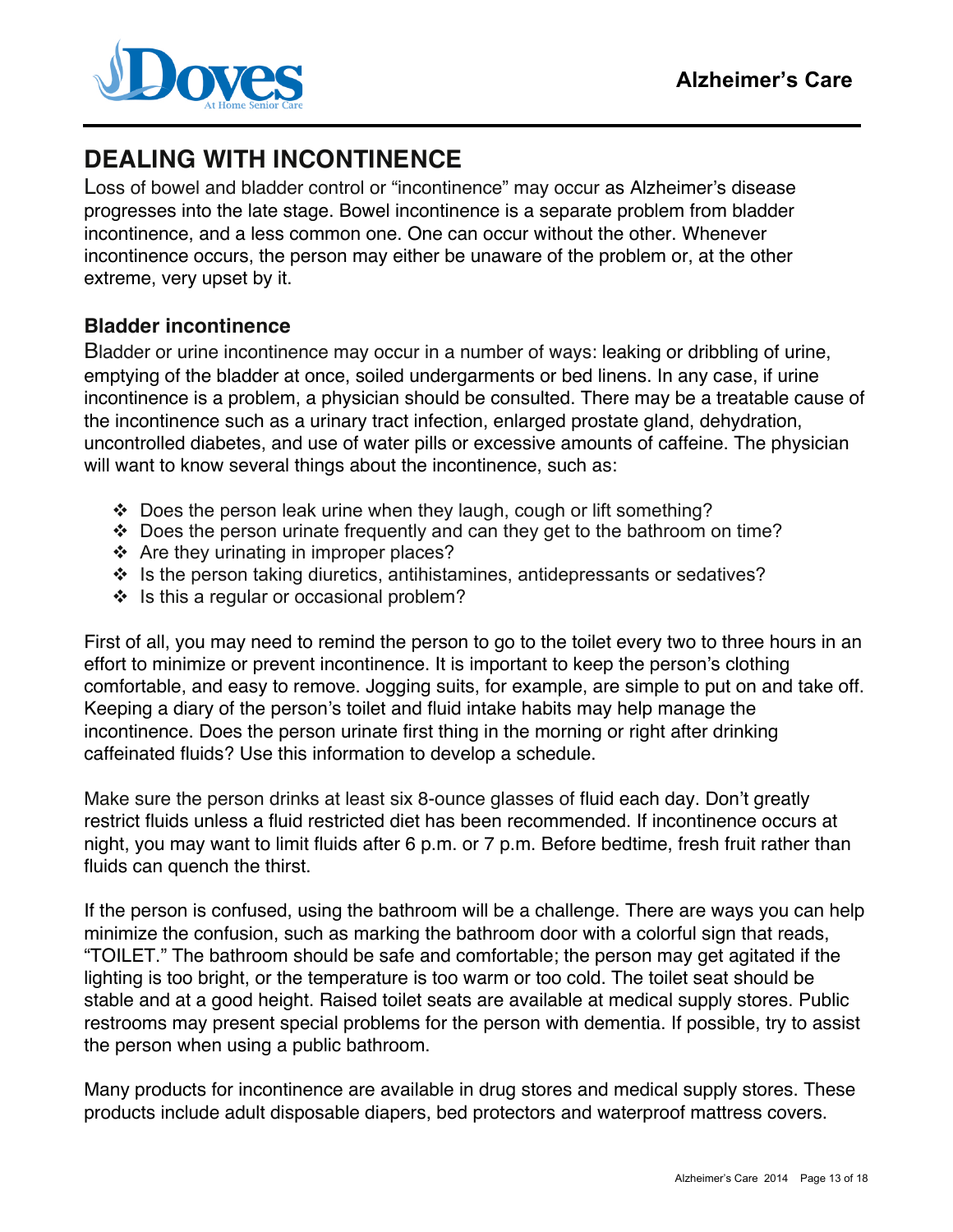# DEALING WITH INCONTINENCE

Loss of bowel and bladder control or "incontinence" may occur as Alzheimer's disease progresses into the late stage. Bowel incontinence is a separate problem from bladder incontinence, and a less common one. One can occur without the other. Whenever incontinence occurs, the person may either be unaware of the problem or, at the other extreme, very upset by it.

## Bladder incontinence

Bladder or urine incontinence may occur in a number of ways: leaking or dribbling of urine, emptying of the bladder at once, soiled undergarments or bed linens. In any case, if urine incontinence is a problem, a physician should be consulted. There may be a treatable cause of the incontinence such as a urinary tract infection, enlarged prostate gland, dehydration, uncontrolled diabetes, and use of water pills or excessive amounts of caffeine. The physician will want to know several things about the incontinence, such as:

- Does the person leak urine when they laugh, cough or lift something?
- Does the person urinate frequently and can they get to the bathroom on time?
- Are they urinating in improper places?
- Is the person taking diuretics, antihistamines, antidepressants or sedatives?
- Is this a regular or occasional problem?

First of all, you may need to remind the person to go to the toilet every two to three hours in an effort to minimize or prevent incontinence. It is important to keep the person's clothing comfortable, and easy to remove. Jogging suits, for example, are simple to put on and take off. Keeping a diary of the person's toilet and fluid intake habits may help manage the incontinence. Does the person urinate first thing in the morning or right after drinking caffeinated fluids? Use this information to develop a schedule.

Make sure the person drinks at least six 8-ounce glasses of fluid each day. Don't greatly restrict fluids unless a fluid restricted diet has been recommended. If incontinence occurs at night, you may want to limit fluids after 6 p.m. or 7 p.m. Before bedtime, fresh fruit rather than fluids can quench the thirst.

If the person is confused, using the bathroom will be a challenge. There are ways you can help minimize the confusion, such as marking the bathroom door with a colorful sign that reads, "TOILET." The bathroom should be safe and comfortable; the person may get agitated if the lighting is too bright, or the temperature is too warm or too cold. The toilet seat should be stable and at a good height. Raised toilet seats are available at medical supply stores. Public restrooms may present special problems for the person with dementia. If possible, try to assist the person when using a public bathroom.

Many products for incontinence are available in drug stores and medical supply stores. These products include adult disposable diapers, bed protectors and waterproof mattress covers.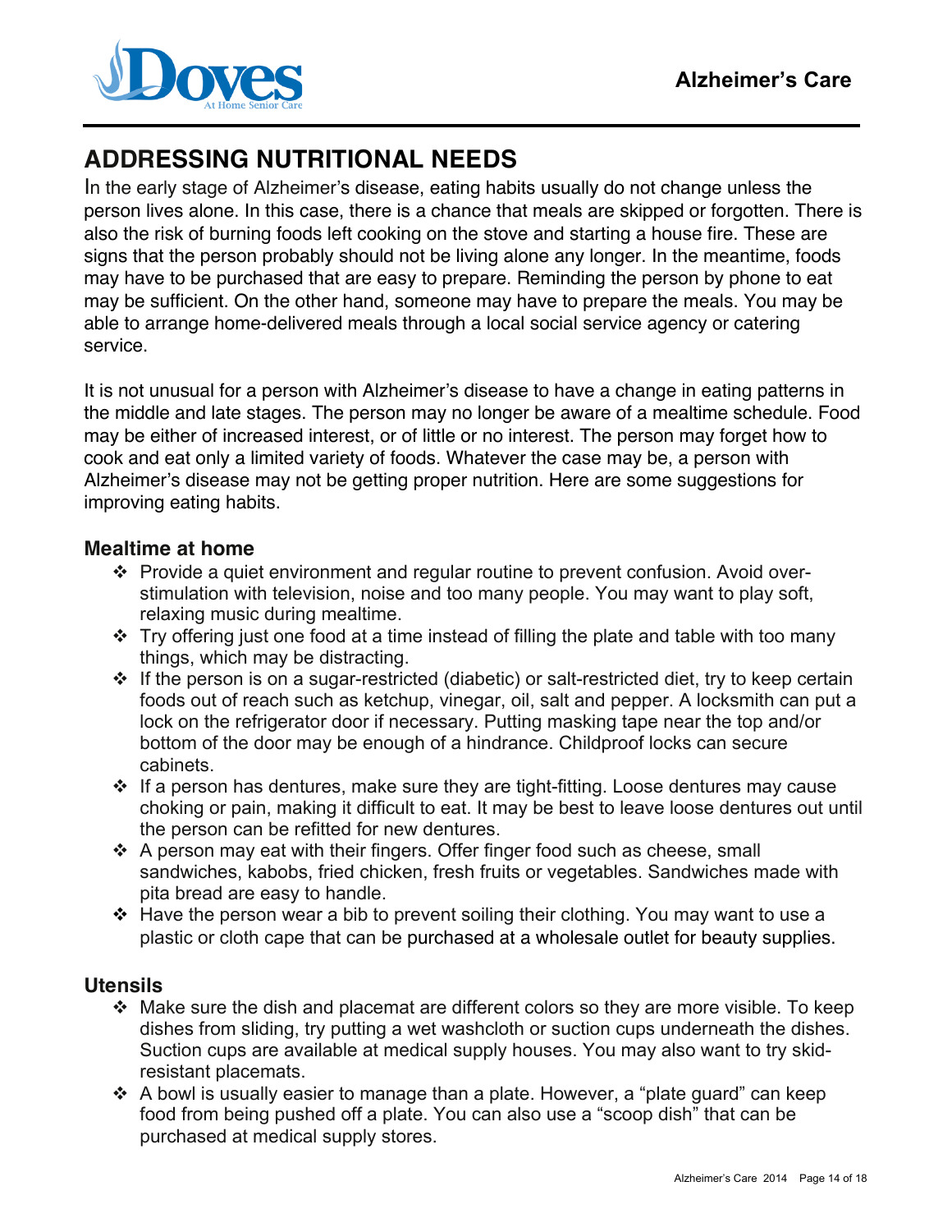## ADDRESSING NUTRITIONAL NEEDS

In the early stage of Alzheimer's disease, eating habits usually do not change unless the person lives alone. In this case, there is a chance that meals are skipped or forgotten. There is also the risk of burning foods left cooking on the stove and starting a house fire. These are signs that the person probably should not be living alone any longer. In the meantime, foods may have to be purchased that are easy to prepare. Reminding the person by phone to eat may be sufficient. On the other hand, someone may have to prepare the meals. You may be able to arrange home-delivered meals through a local social service agency or catering service.

It is not unusual for a person with Alzheimer's disease to have a change in eating patterns in the middle and late stages. The person may no longer be aware of a mealtime schedule. Food may be either of increased interest, or of little or no interest. The person may forget how to cook and eat only a limited variety of foods. Whatever the case may be, a person with Alzheimer's disease may not be getting proper nutrition. Here are some suggestions for improving eating habits.

### Mealtime at home

- Provide a quiet environment and regular routine to prevent confusion. Avoid over-stimulation with television, noise and too many people. You may want to play soft, relaxing music during mealtime.
- Try offering just one food at a time instead of filling the plate and table with too many things, which may be distracting.
- If the person is on a sugar-restricted (diabetic) or salt-restricted diet, try to keep certain foods out of reach such as ketchup, vinegar, oil, salt and pepper. A locksmith can put a lock on the refrigerator door if necessary. Putting masking tape near the top and/or bottom of the door may be enough of a hindrance. Childproof locks can secure cabinets.
- If a person has dentures, make sure they are tight-fitting. Loose dentures may cause choking or pain, making it difficult to eat. It may be best to leave loose dentures out until the person can be refitted for new dentures.
- A person may eat with their fingers. Offer finger food such as cheese, small sandwiches, kabobs, fried chicken, fresh fruits or vegetables. Sandwiches made with pita bread are easy to handle.
- Have the person wear a bib to prevent soiling their clothing. You may want to use a plastic or cloth cape that can be purchased at a wholesale outlet for beauty supplies.

### Utensils

- Make sure the dish and placemat are different colors so they are more visible. To keep dishes from sliding, try putting a wet washcloth or suction cups underneath the dishes. Suction cups are available at medical supply houses. You may also want to try skid-resistant placemats.
- A bowl is usually easier to manage than a plate. However, a "plate guard" can keep food from being pushed off a plate. You can also use a "scoop dish" that can be purchased at medical supply stores.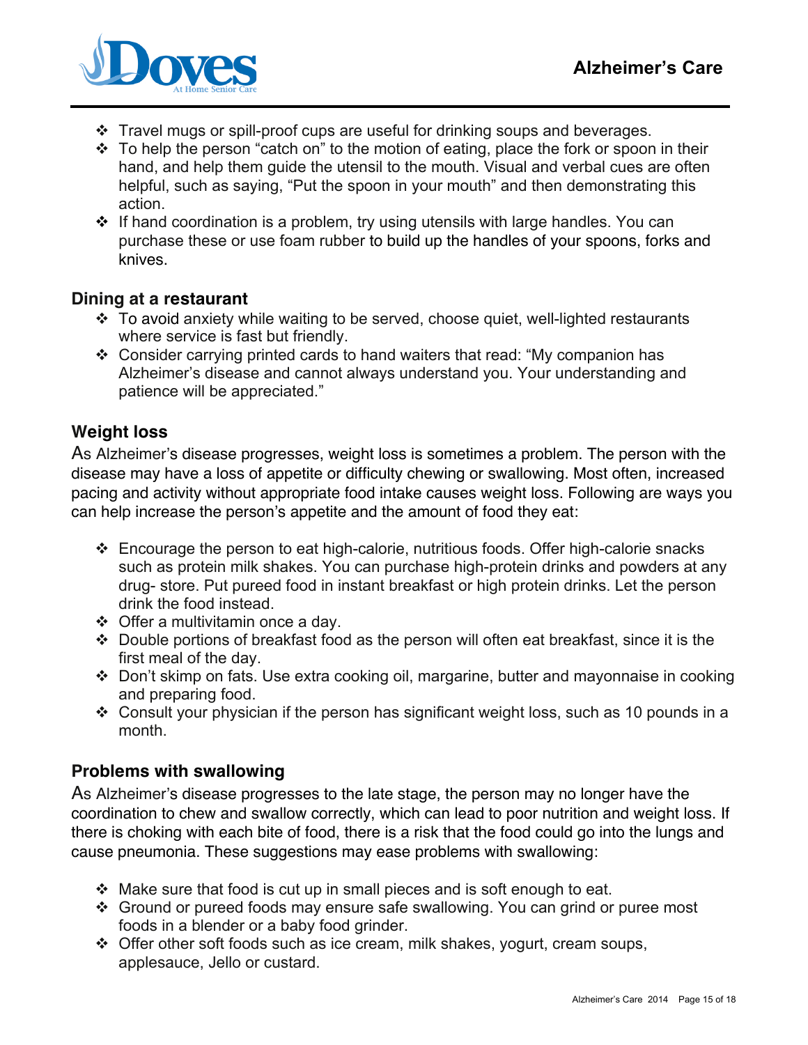- Travel mugs or spill-proof cups are useful for drinking soups and beverages.
- To help the person "catch on" to the motion of eating, place the fork or spoon in their hand, and help them guide the utensil to the mouth. Visual and verbal cues are often helpful, such as saying, "Put the spoon in your mouth" and then demonstrating this action.
- If hand coordination is a problem, try using utensils with large handles. You can purchase these or use foam rubber to build up the handles of your spoons, forks and knives.

### Dining at a restaurant

- To avoid anxiety while waiting to be served, choose quiet, well-lighted restaurants where service is fast but friendly.
- Consider carrying printed cards to hand waiters that read: "My companion has Alzheimer's disease and cannot always understand you. Your understanding and patience will be appreciated."

### Weight loss

As Alzheimer's disease progresses, weight loss is sometimes a problem. The person with the disease may have a loss of appetite or difficulty chewing or swallowing. Most often, increased pacing and activity without appropriate food intake causes weight loss. Following are ways you can help increase the person's appetite and the amount of food they eat:

- Encourage the person to eat high-calorie, nutritious foods. Offer high-calorie snacks such as protein milk shakes. You can purchase high-protein drinks and powders at any drug- store. Put pureed food in instant breakfast or high protein drinks. Let the person drink the food instead.
- Offer a multivitamin once a day.
- Double portions of breakfast food as the person will often eat breakfast, since it is the first meal of the day.
- Don't skimp on fats. Use extra cooking oil, margarine, butter and mayonnaise in cooking and preparing food.
- Consult your physician if the person has significant weight loss, such as 10 pounds in a month.

### Problems with swallowing

As Alzheimer's disease progresses to the late stage, the person may no longer have the coordination to chew and swallow correctly, which can lead to poor nutrition and weight loss. If there is choking with each bite of food, there is a risk that the food could go into the lungs and cause pneumonia. These suggestions may ease problems with swallowing:

- Make sure that food is cut up in small pieces and is soft enough to eat.
- Ground or pureed foods may ensure safe swallowing. You can grind or puree most foods in a blender or a baby food grinder.
- Offer other soft foods such as ice cream, milk shakes, yogurt, cream soups, applesauce, Jello or custard.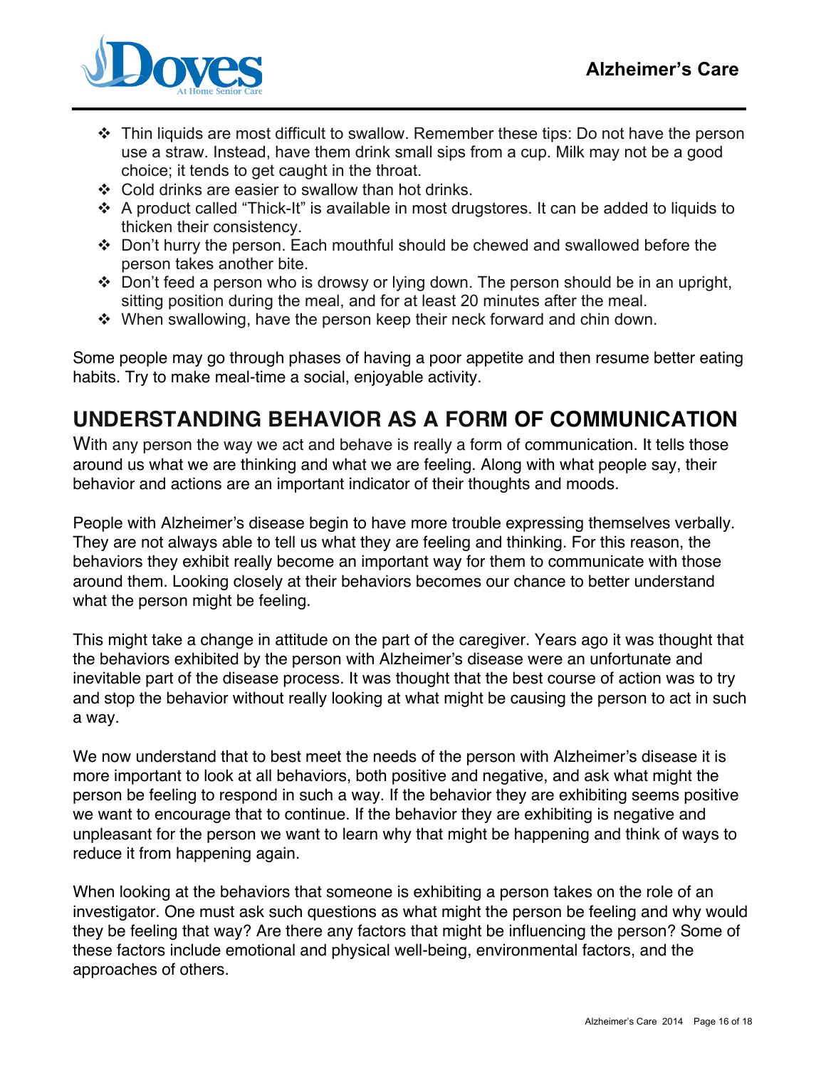- Thin liquids are most difficult to swallow. Remember these tips: Do not have the person use a straw. Instead, have them drink small sips from a cup. Milk may not be a good choice; it tends to get caught in the throat.
- Cold drinks are easier to swallow than hot drinks.
- A product called "Thick-It" is available in most drugstores. It can be added to liquids to thicken their consistency.
- Don't hurry the person. Each mouthful should be chewed and swallowed before the person takes another bite.
- Don't feed a person who is drowsy or lying down. The person should be in an upright, sitting position during the meal, and for at least 20 minutes after the meal.
- When swallowing, have the person keep their neck forward and chin down.

Some people may go through phases of having a poor appetite and then resume better eating habits. Try to make meal-time a social, enjoyable activity.

## UNDERSTANDING BEHAVIOR AS A FORM OF COMMUNICATION

With any person the way we act and behave is really a form of communication. It tells those around us what we are thinking and what we are feeling. Along with what people say, their behavior and actions are an important indicator of their thoughts and moods.

People with Alzheimer's disease begin to have more trouble expressing themselves verbally. They are not always able to tell us what they are feeling and thinking. For this reason, the behaviors they exhibit really become an important way for them to communicate with those around them. Looking closely at their behaviors becomes our chance to better understand what the person might be feeling.

This might take a change in attitude on the part of the caregiver. Years ago it was thought that the behaviors exhibited by the person with Alzheimer's disease were an unfortunate and inevitable part of the disease process. It was thought that the best course of action was to try and stop the behavior without really looking at what might be causing the person to act in such a way.

We now understand that to best meet the needs of the person with Alzheimer's disease it is more important to look at all behaviors, both positive and negative, and ask what might the person be feeling to respond in such a way. If the behavior they are exhibiting seems positive we want to encourage that to continue. If the behavior they are exhibiting is negative and unpleasant for the person we want to learn why that might be happening and think of ways to reduce it from happening again.

When looking at the behaviors that someone is exhibiting a person takes on the role of an investigator. One must ask such questions as what might the person be feeling and why would they be feeling that way? Are there any factors that might be influencing the person? Some of these factors include emotional and physical well-being, environmental factors, and the approaches of others.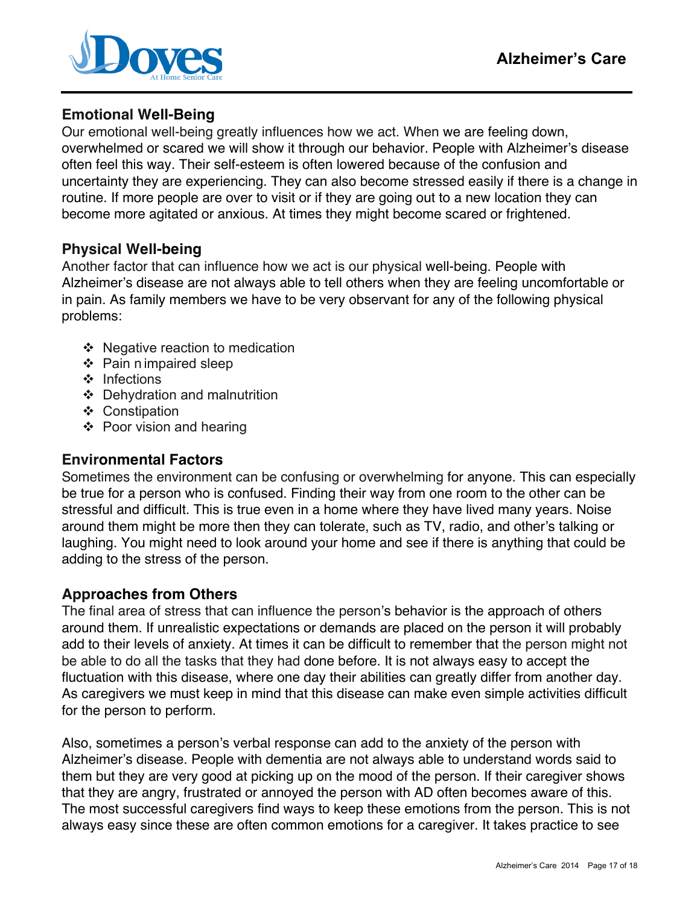## Emotional Well-Being

Our emotional well-being greatly influences how we act. When we are feeling down, overwhelmed or scared we will show it through our behavior. People with Alzheimer's disease often feel this way. Their self-esteem is often lowered because of the confusion and uncertainty they are experiencing. They can also become stressed easily if there is a change in routine. If more people are over to visit or if they are going out to a new location they can become more agitated or anxious. At times they might become scared or frightened.

## Physical Well-being

Another factor that can influence how we act is our physical well-being. People with Alzheimer's disease are not always able to tell others when they are feeling uncomfortable or in pain. As family members we have to be very observant for any of the following physical problems:

- Negative reaction to medication
- Pain n impaired sleep
- Infections
- Dehydration and malnutrition
- Constipation
- Poor vision and hearing

## Environmental Factors

Sometimes the environment can be confusing or overwhelming for anyone. This can especially be true for a person who is confused. Finding their way from one room to the other can be stressful and difficult. This is true even in a home where they have lived many years. Noise around them might be more then they can tolerate, such as TV, radio, and other's talking or laughing. You might need to look around your home and see if there is anything that could be adding to the stress of the person.

## Approaches from Others

The final area of stress that can influence the person's behavior is the approach of others around them. If unrealistic expectations or demands are placed on the person it will probably add to their levels of anxiety. At times it can be difficult to remember that the person might not be able to do all the tasks that they had done before. It is not always easy to accept the fluctuation with this disease, where one day their abilities can greatly differ from another day. As caregivers we must keep in mind that this disease can make even simple activities difficult for the person to perform.

Also, sometimes a person's verbal response can add to the anxiety of the person with Alzheimer's disease. People with dementia are not always able to understand words said to them but they are very good at picking up on the mood of the person. If their caregiver shows that they are angry, frustrated or annoyed the person with AD often becomes aware of this. The most successful caregivers find ways to keep these emotions from the person. This is not always easy since these are often common emotions for a caregiver. It takes practice to see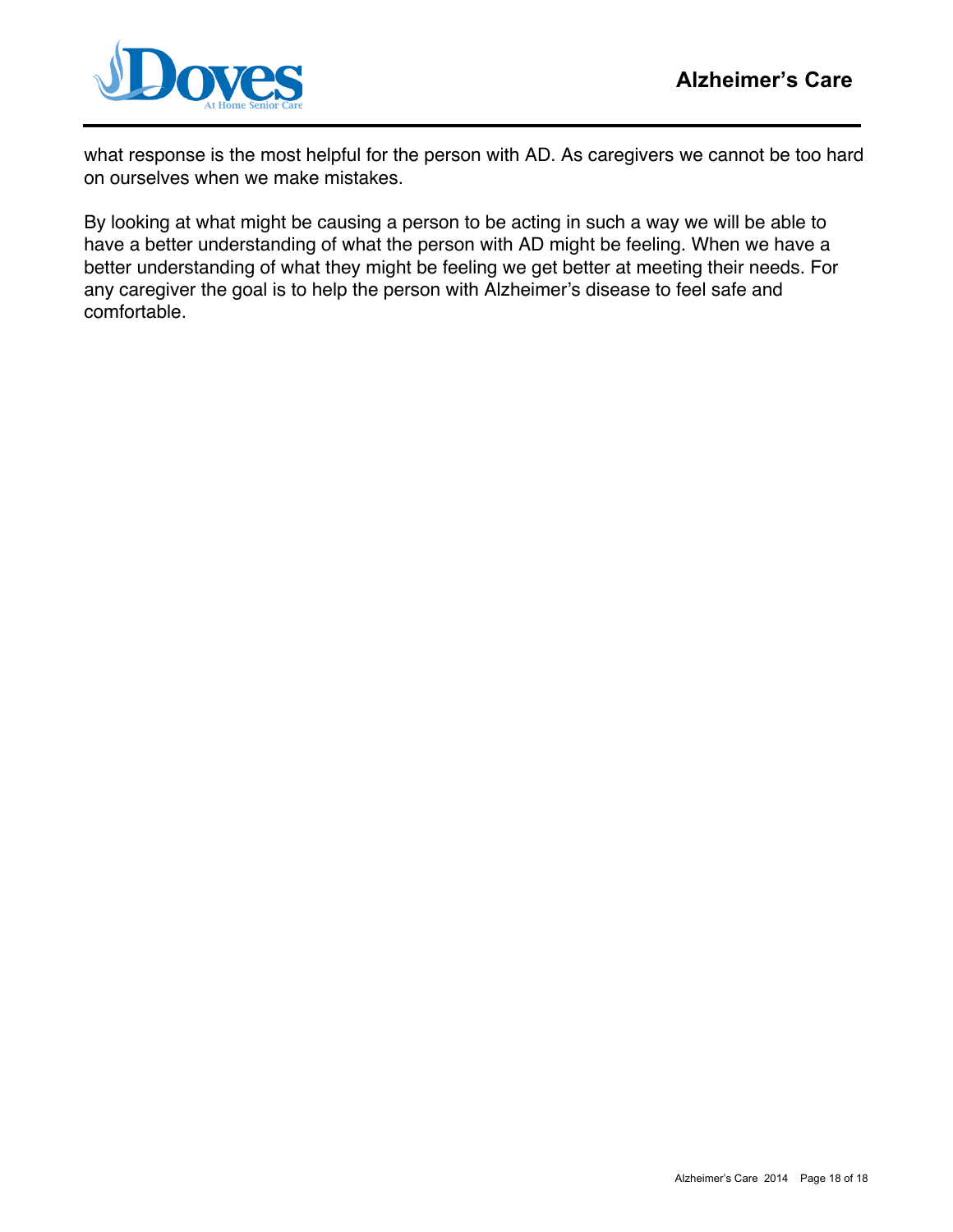what response is the most helpful for the person with AD. As caregivers we cannot be too hard on ourselves when we make mistakes.

By looking at what might be causing a person to be acting in such a way we will be able to have a better understanding of what the person with AD might be feeling. When we have a better understanding of what they might be feeling we get better at meeting their needs. For any caregiver the goal is to help the person with Alzheimer's disease to feel safe and comfortable.